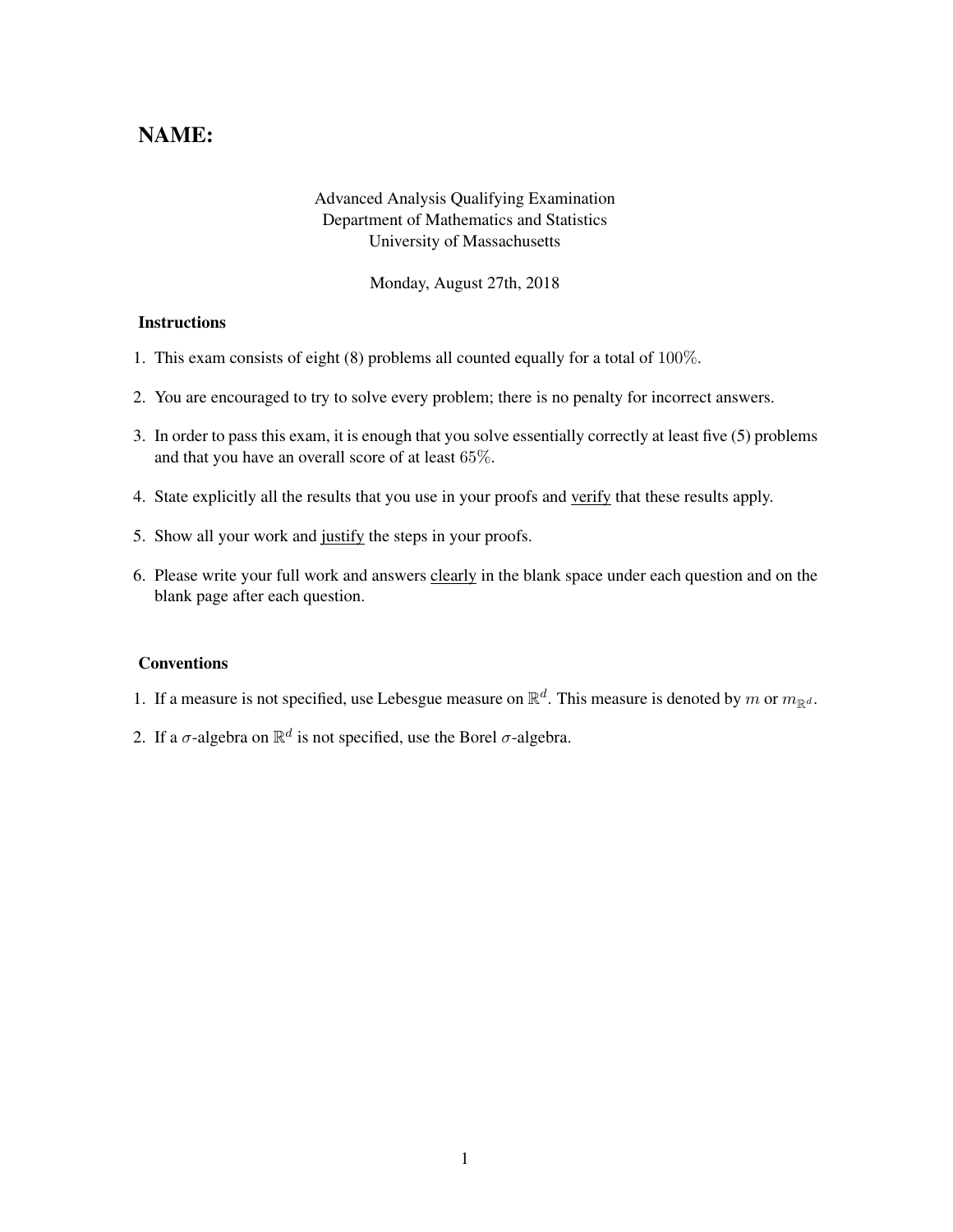# NAME:

Advanced Analysis Qualifying Examination
Department of Mathematics and Statistics
University of Massachusetts

Monday, August 27th, 2018

### Instructions

1. This exam consists of eight (8) problems all counted equally for a total of $100\%$.
2. You are encouraged to try to solve every problem; there is no penalty for incorrect answers.
3. In order to pass this exam, it is enough that you solve essentially correctly at least five (5) problems and that you have an overall score of at least $65\%$.
4. State explicitly all the results that you use in your proofs and verify that these results apply.
5. Show all your work and justify the steps in your proofs.
6. Please write your full work and answers clearly in the blank space under each question and on the blank page after each question.

### Conventions

1. If a measure is not specified, use Lebesgue measure on $\mathbb{R}^d$. This measure is denoted by $m$ or $m_{\mathbb{R}^d}$.
2. If a $\sigma$-algebra on $\mathbb{R}^d$ is not specified, use the Borel $\sigma$-algebra.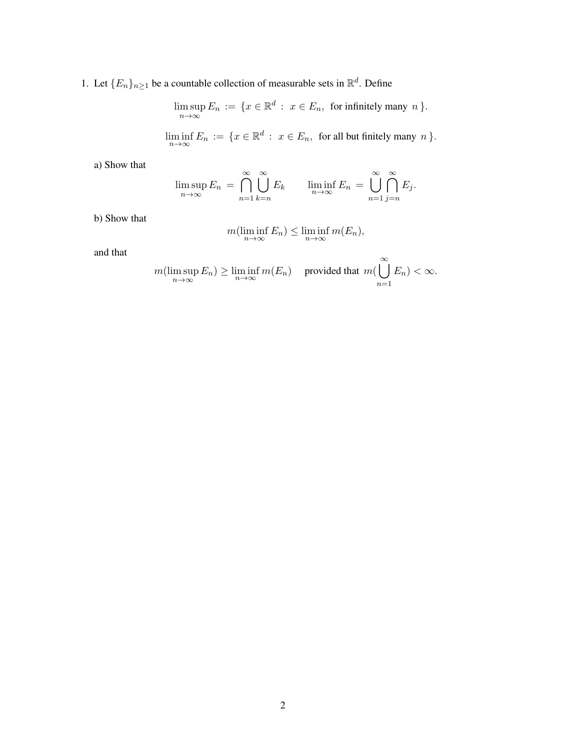1. Let $\{E_n\}_{n\geq 1}$ be a countable collection of measurable sets in $\mathbb{R}^d$. Define

$$\limsup_{n\to\infty} E_n := \{x \in \mathbb{R}^d \,:\, x \in E_n, \text{ for infinitely many } n\}.$$

$$\liminf_{n\to\infty} E_n := \{x \in \mathbb{R}^d \,:\, x \in E_n, \text{ for all but finitely many } n\}.$$

a) Show that

$$\limsup_{n\to\infty} E_n = \bigcap_{n=1}^{\infty} \bigcup_{k=n}^{\infty} E_k \qquad \liminf_{n\to\infty} E_n = \bigcup_{n=1}^{\infty} \bigcap_{j=n}^{\infty} E_j.$$

b) Show that

$$m(\liminf_{n\to\infty} E_n) \leq \liminf_{n\to\infty} m(E_n),$$

and that

$$m(\limsup_{n\to\infty} E_n) \geq \liminf_{n\to\infty} m(E_n) \quad \text{provided that } m\Big(\bigcup_{n=1}^{\infty} E_n\Big) < \infty.$$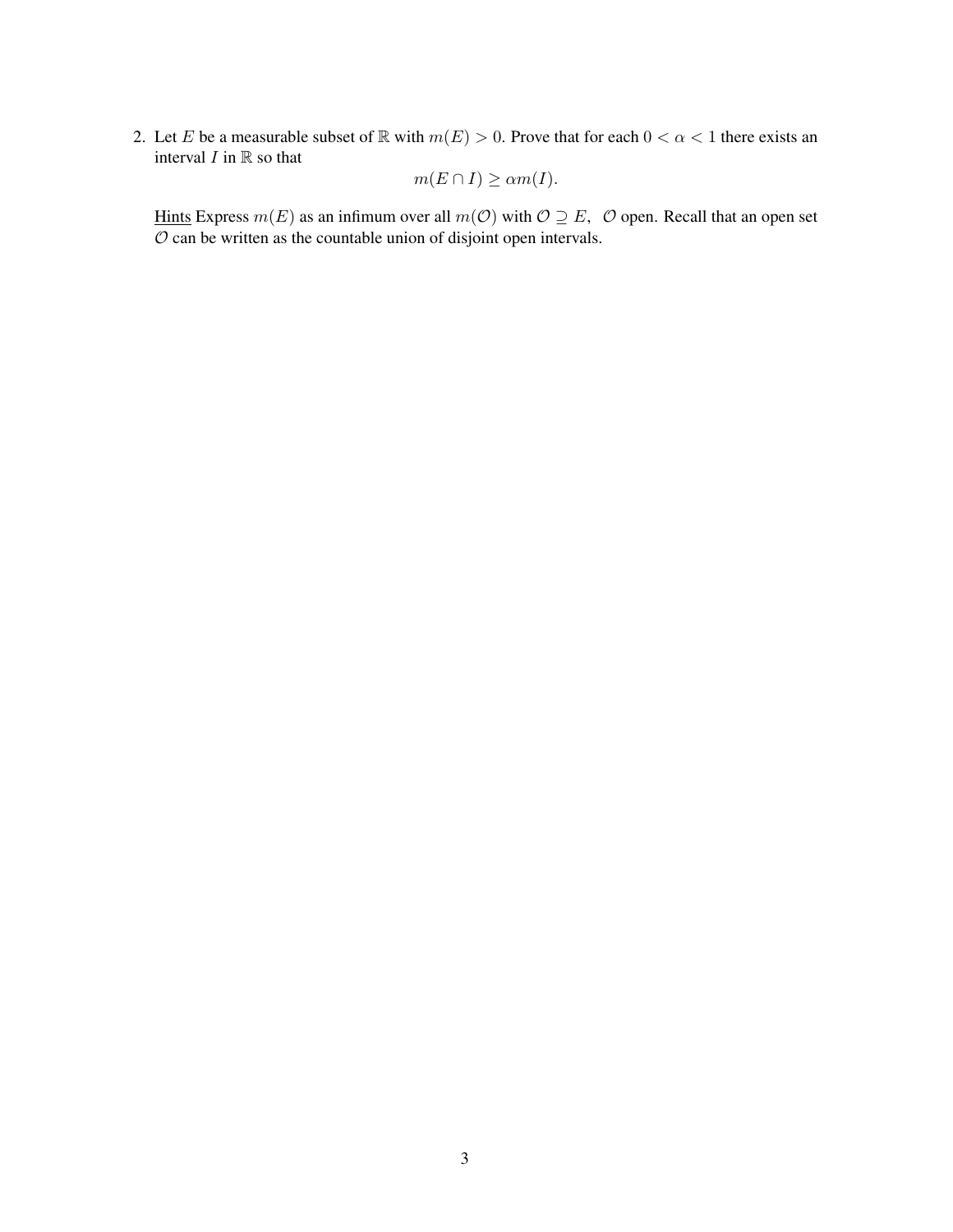2. Let $E$ be a measurable subset of $\mathbb{R}$ with $m(E) > 0$. Prove that for each $0 < \alpha < 1$ there exists an interval $I$ in $\mathbb{R}$ so that

$$m(E \cap I) \geq \alpha m(I).$$

<u>Hints</u> Express $m(E)$ as an infimum over all $m(\mathcal{O})$ with $\mathcal{O} \supseteq E$, $\mathcal{O}$ open. Recall that an open set $\mathcal{O}$ can be written as the countable union of disjoint open intervals.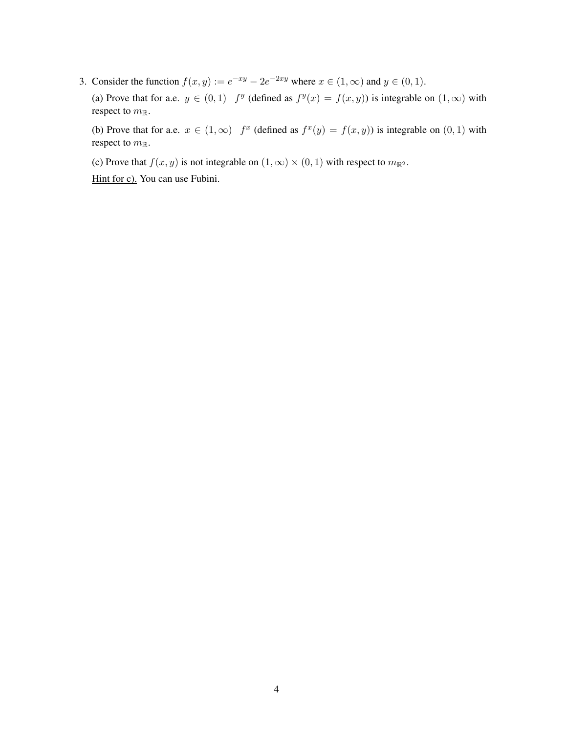3. Consider the function $f(x, y) := e^{-xy} - 2e^{-2xy}$ where $x \in (1, \infty)$ and $y \in (0, 1)$.

   (a) Prove that for a.e. $y \in (0, 1)$ $\; f^y$ (defined as $f^y(x) = f(x, y)$) is integrable on $(1, \infty)$ with respect to $m_{\mathbb{R}}$.

   (b) Prove that for a.e. $x \in (1, \infty)$ $\; f^x$ (defined as $f^x(y) = f(x, y)$) is integrable on $(0, 1)$ with respect to $m_{\mathbb{R}}$.

   (c) Prove that $f(x, y)$ is not integrable on $(1, \infty) \times (0, 1)$ with respect to $m_{\mathbb{R}^2}$.

   Hint for c). You can use Fubini.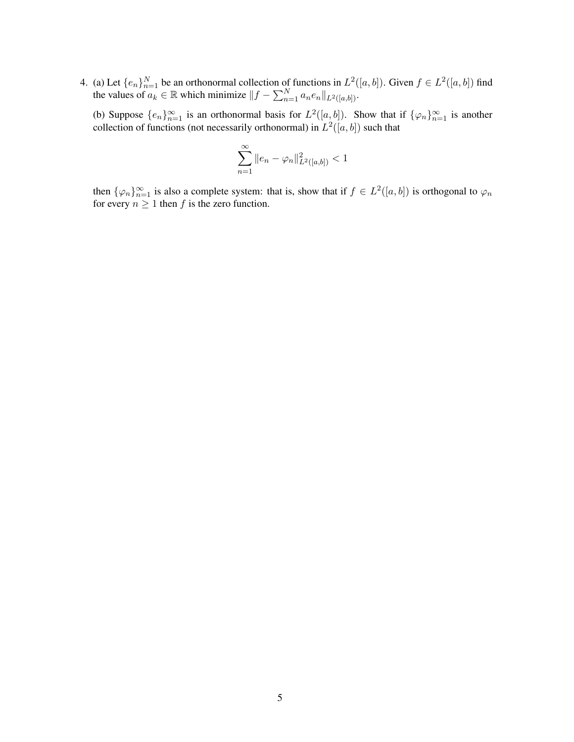4. (a) Let $\{e_n\}_{n=1}^N$ be an orthonormal collection of functions in $L^2([a,b])$. Given $f \in L^2([a,b])$ find the values of $a_k \in \mathbb{R}$ which minimize $\|f - \sum_{n=1}^N a_n e_n\|_{L^2([a,b])}$.

   (b) Suppose $\{e_n\}_{n=1}^\infty$ is an orthonormal basis for $L^2([a,b])$. Show that if $\{\varphi_n\}_{n=1}^\infty$ is another collection of functions (not necessarily orthonormal) in $L^2([a,b])$ such that

$$\sum_{n=1}^{\infty} \|e_n - \varphi_n\|^2_{L^2([a,b])} < 1$$

   then $\{\varphi_n\}_{n=1}^\infty$ is also a complete system: that is, show that if $f \in L^2([a,b])$ is orthogonal to $\varphi_n$ for every $n \geq 1$ then $f$ is the zero function.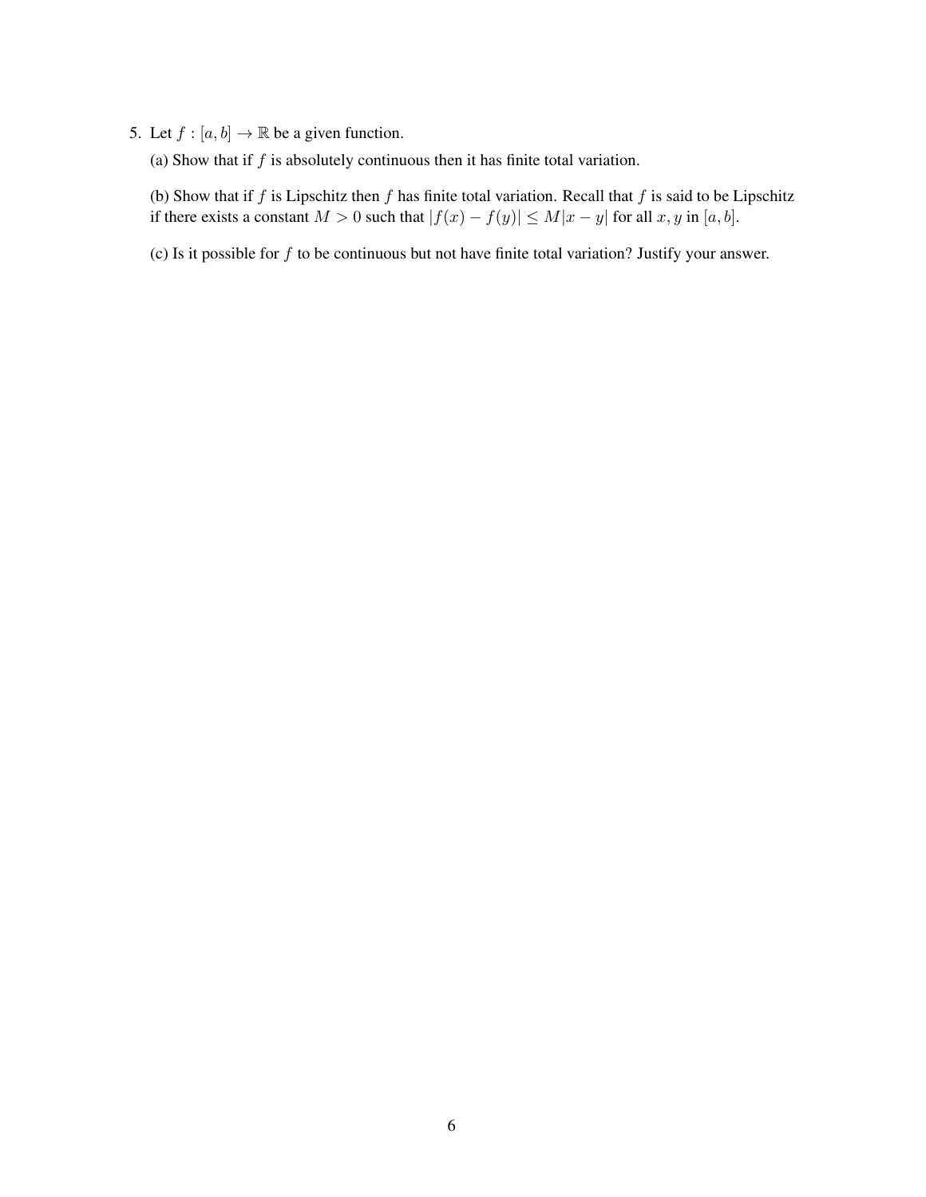5. Let $f : [a, b] \to \mathbb{R}$ be a given function.

(a) Show that if $f$ is absolutely continuous then it has finite total variation.

(b) Show that if $f$ is Lipschitz then $f$ has finite total variation. Recall that $f$ is said to be Lipschitz if there exists a constant $M > 0$ such that $|f(x) - f(y)| \leq M|x - y|$ for all $x, y$ in $[a, b]$.

(c) Is it possible for $f$ to be continuous but not have finite total variation? Justify your answer.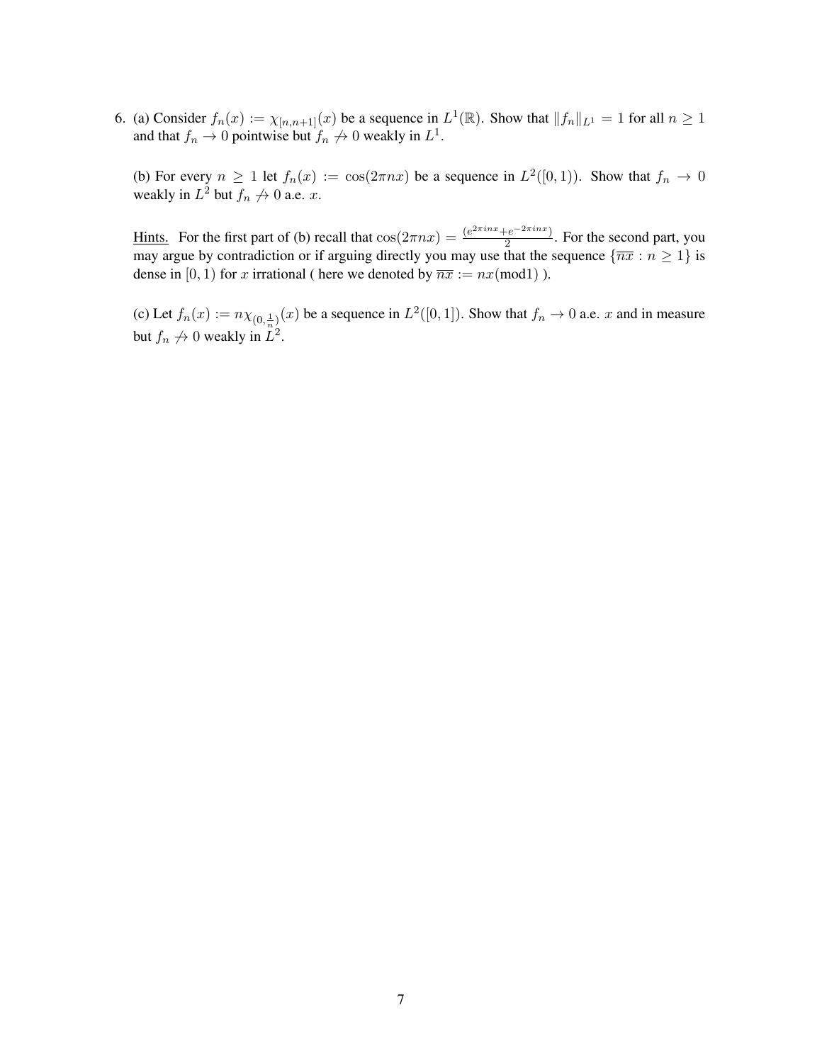6. (a) Consider $f_n(x) := \chi_{[n,n+1]}(x)$ be a sequence in $L^1(\mathbb{R})$. Show that $\|f_n\|_{L^1} = 1$ for all $n \geq 1$ and that $f_n \to 0$ pointwise but $f_n \not\rightharpoonup 0$ weakly in $L^1$.

(b) For every $n \geq 1$ let $f_n(x) := \cos(2\pi nx)$ be a sequence in $L^2([0,1))$. Show that $f_n \to 0$ weakly in $L^2$ but $f_n \not\to 0$ a.e. $x$.

Hints. For the first part of (b) recall that $\cos(2\pi nx) = \frac{(e^{2\pi inx} + e^{-2\pi inx})}{2}$. For the second part, you may argue by contradiction or if arguing directly you may use that the sequence $\{\overline{nx} : n \geq 1\}$ is dense in $[0,1)$ for $x$ irrational ( here we denoted by $\overline{nx} := nx(\text{mod}1)$ ).

(c) Let $f_n(x) := n\chi_{(0,\frac{1}{n})}(x)$ be a sequence in $L^2([0,1])$. Show that $f_n \to 0$ a.e. $x$ and in measure but $f_n \not\rightharpoonup 0$ weakly in $L^2$.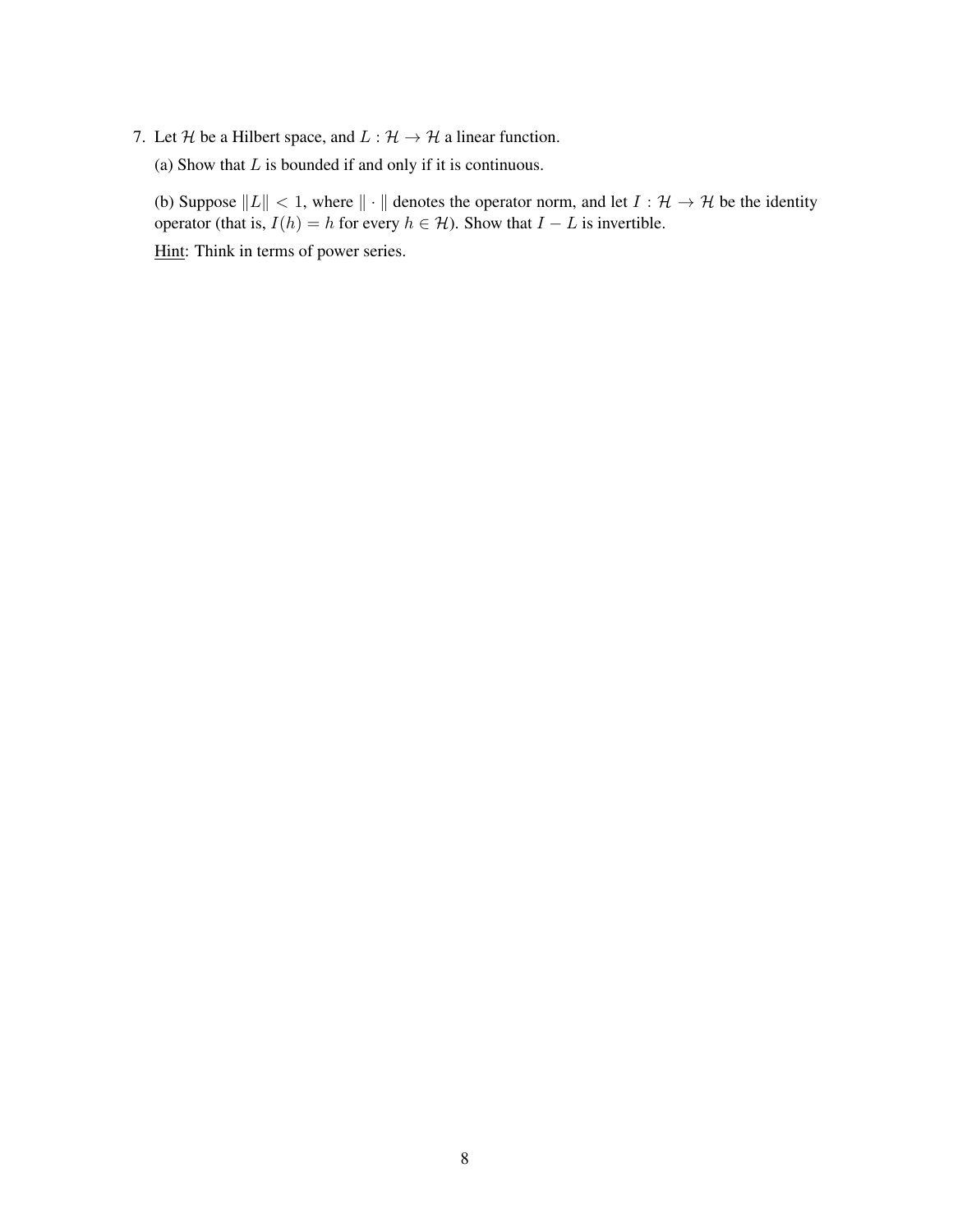7. Let $\mathcal{H}$ be a Hilbert space, and $L : \mathcal{H} \to \mathcal{H}$ a linear function.

   (a) Show that $L$ is bounded if and only if it is continuous.

   (b) Suppose $\|L\| < 1$, where $\|\cdot\|$ denotes the operator norm, and let $I : \mathcal{H} \to \mathcal{H}$ be the identity operator (that is, $I(h) = h$ for every $h \in \mathcal{H}$). Show that $I - L$ is invertible.

   Hint: Think in terms of power series.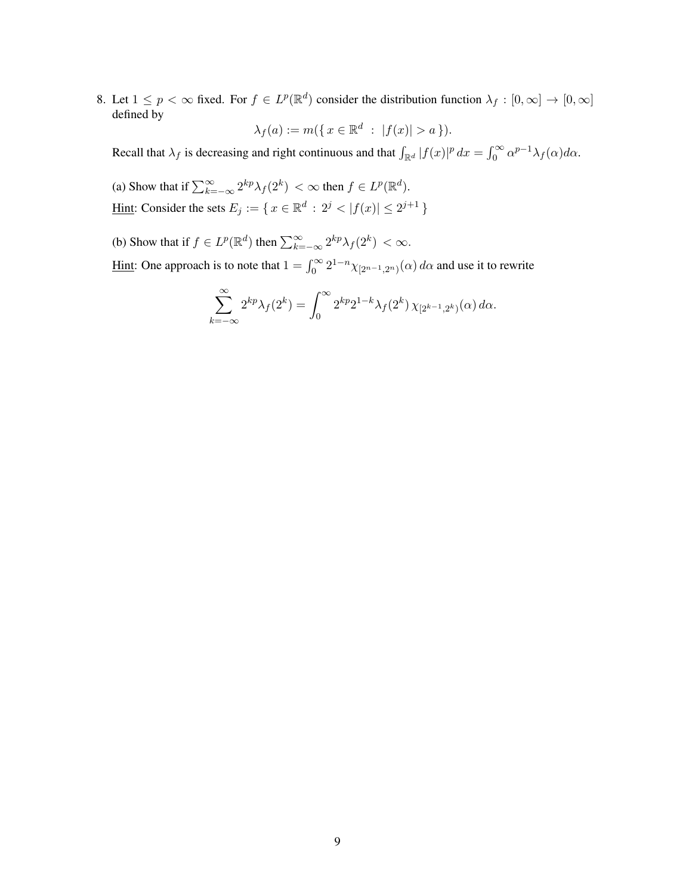8. Let $1 \leq p < \infty$ fixed. For $f \in L^p(\mathbb{R}^d)$ consider the distribution function $\lambda_f : [0, \infty] \to [0, \infty]$ defined by

$$\lambda_f(a) := m(\{ x \in \mathbb{R}^d \ : \ |f(x)| > a \}).$$

Recall that $\lambda_f$ is decreasing and right continuous and that $\int_{\mathbb{R}^d} |f(x)|^p \, dx = \int_0^\infty \alpha^{p-1} \lambda_f(\alpha) d\alpha$.

(a) Show that if $\sum_{k=-\infty}^{\infty} 2^{kp} \lambda_f(2^k) < \infty$ then $f \in L^p(\mathbb{R}^d)$.

Hint: Consider the sets $E_j := \{ x \in \mathbb{R}^d \ : \ 2^j < |f(x)| \leq 2^{j+1} \}$

(b) Show that if $f \in L^p(\mathbb{R}^d)$ then $\sum_{k=-\infty}^{\infty} 2^{kp} \lambda_f(2^k) < \infty$.

Hint: One approach is to note that $1 = \int_0^\infty 2^{1-n} \chi_{[2^{n-1}, 2^n)}(\alpha) \, d\alpha$ and use it to rewrite

$$\sum_{k=-\infty}^{\infty} 2^{kp} \lambda_f(2^k) = \int_0^\infty 2^{kp} 2^{1-k} \lambda_f(2^k) \, \chi_{[2^{k-1}, 2^k)}(\alpha) \, d\alpha.$$